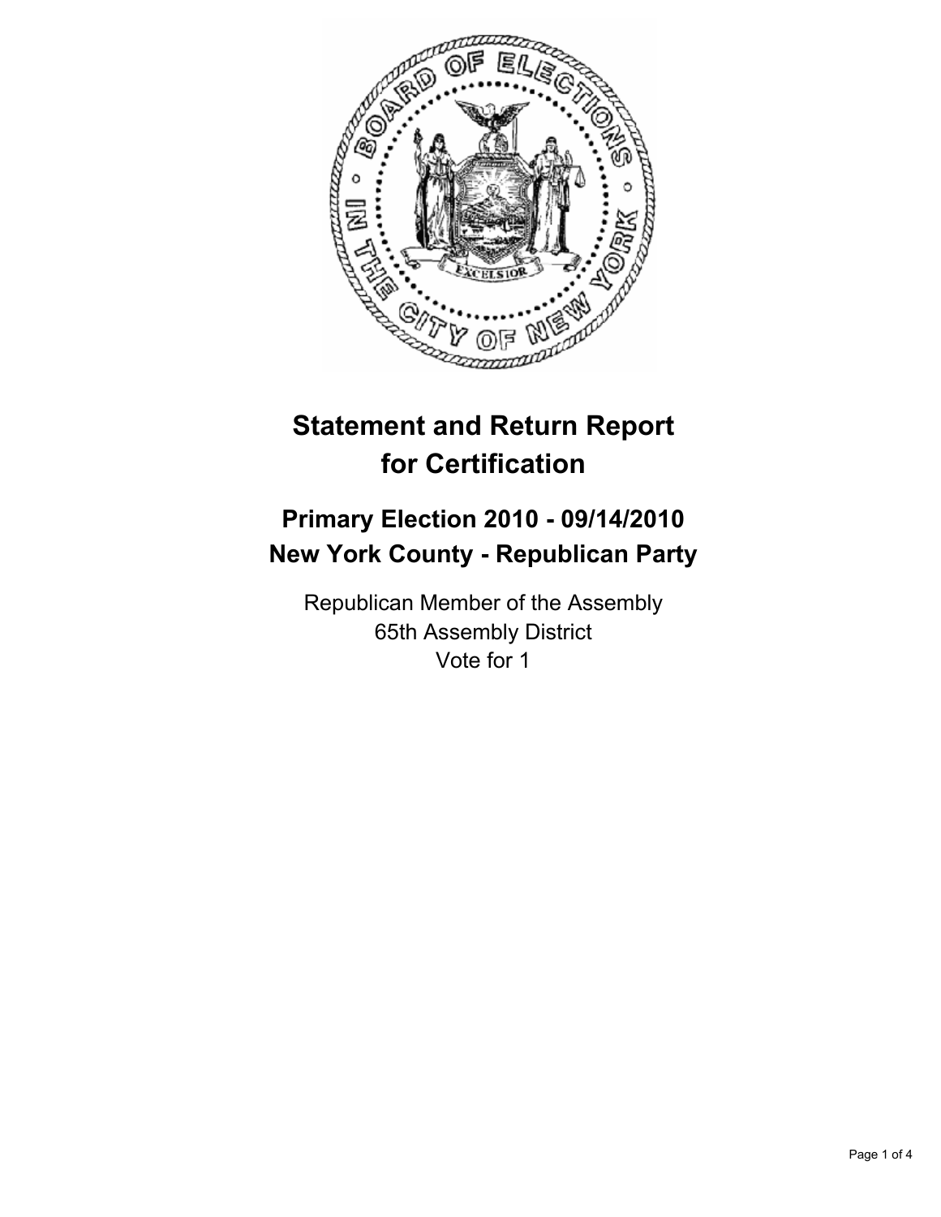# Statement and Return Report for Certification

## Primary Election 2010 - 09/14/2010
## New York County - Republican Party

Republican Member of the Assembly
65th Assembly District
Vote for 1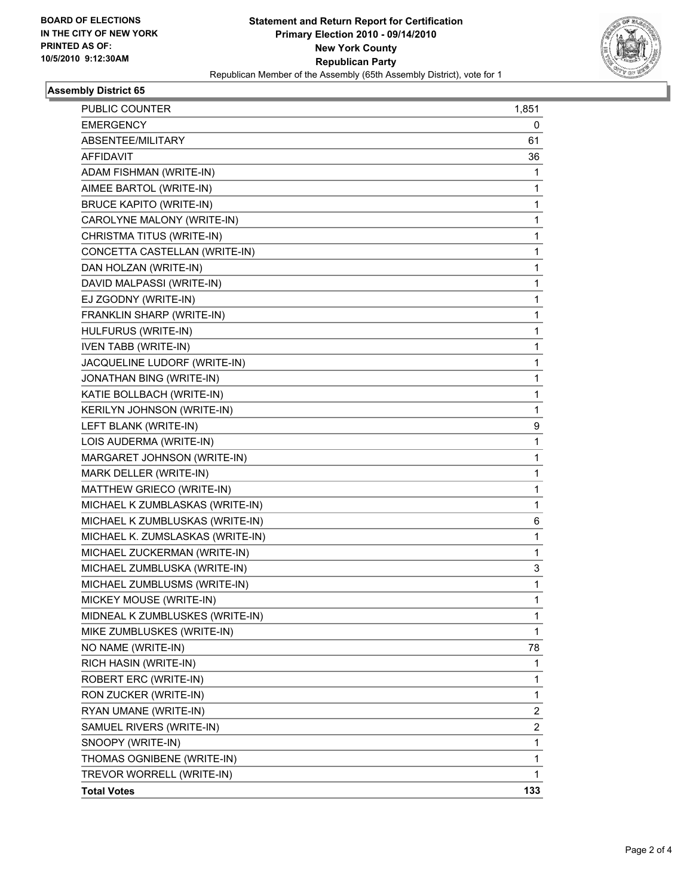BOARD OF ELECTIONS
IN THE CITY OF NEW YORK
PRINTED AS OF:
10/5/2010 9:12:30AM

**Statement and Return Report for Certification**
**Primary Election 2010 - 09/14/2010**
**New York County**
**Republican Party**
Republican Member of the Assembly (65th Assembly District), vote for 1

### Assembly District 65

| | |
|---|---|
| PUBLIC COUNTER | 1,851 |
| EMERGENCY | 0 |
| ABSENTEE/MILITARY | 61 |
| AFFIDAVIT | 36 |
| ADAM FISHMAN (WRITE-IN) | 1 |
| AIMEE BARTOL (WRITE-IN) | 1 |
| BRUCE KAPITO (WRITE-IN) | 1 |
| CAROLYNE MALONY (WRITE-IN) | 1 |
| CHRISTMA TITUS (WRITE-IN) | 1 |
| CONCETTA CASTELLAN (WRITE-IN) | 1 |
| DAN HOLZAN (WRITE-IN) | 1 |
| DAVID MALPASSI (WRITE-IN) | 1 |
| EJ ZGODNY (WRITE-IN) | 1 |
| FRANKLIN SHARP (WRITE-IN) | 1 |
| HULFURUS (WRITE-IN) | 1 |
| IVEN TABB (WRITE-IN) | 1 |
| JACQUELINE LUDORF (WRITE-IN) | 1 |
| JONATHAN BING (WRITE-IN) | 1 |
| KATIE BOLLBACH (WRITE-IN) | 1 |
| KERILYN JOHNSON (WRITE-IN) | 1 |
| LEFT BLANK (WRITE-IN) | 9 |
| LOIS AUDERMA (WRITE-IN) | 1 |
| MARGARET JOHNSON (WRITE-IN) | 1 |
| MARK DELLER (WRITE-IN) | 1 |
| MATTHEW GRIECO (WRITE-IN) | 1 |
| MICHAEL K ZUMBLASKAS (WRITE-IN) | 1 |
| MICHAEL K ZUMBLUSKAS (WRITE-IN) | 6 |
| MICHAEL K. ZUMSLASKAS (WRITE-IN) | 1 |
| MICHAEL ZUCKERMAN (WRITE-IN) | 1 |
| MICHAEL ZUMBLUSKA (WRITE-IN) | 3 |
| MICHAEL ZUMBLUSMS (WRITE-IN) | 1 |
| MICKEY MOUSE (WRITE-IN) | 1 |
| MIDNEAL K ZUMBLUSKES (WRITE-IN) | 1 |
| MIKE ZUMBLUSKES (WRITE-IN) | 1 |
| NO NAME (WRITE-IN) | 78 |
| RICH HASIN (WRITE-IN) | 1 |
| ROBERT ERC (WRITE-IN) | 1 |
| RON ZUCKER (WRITE-IN) | 1 |
| RYAN UMANE (WRITE-IN) | 2 |
| SAMUEL RIVERS (WRITE-IN) | 2 |
| SNOOPY (WRITE-IN) | 1 |
| THOMAS OGNIBENE (WRITE-IN) | 1 |
| TREVOR WORRELL (WRITE-IN) | 1 |
| **Total Votes** | **133** |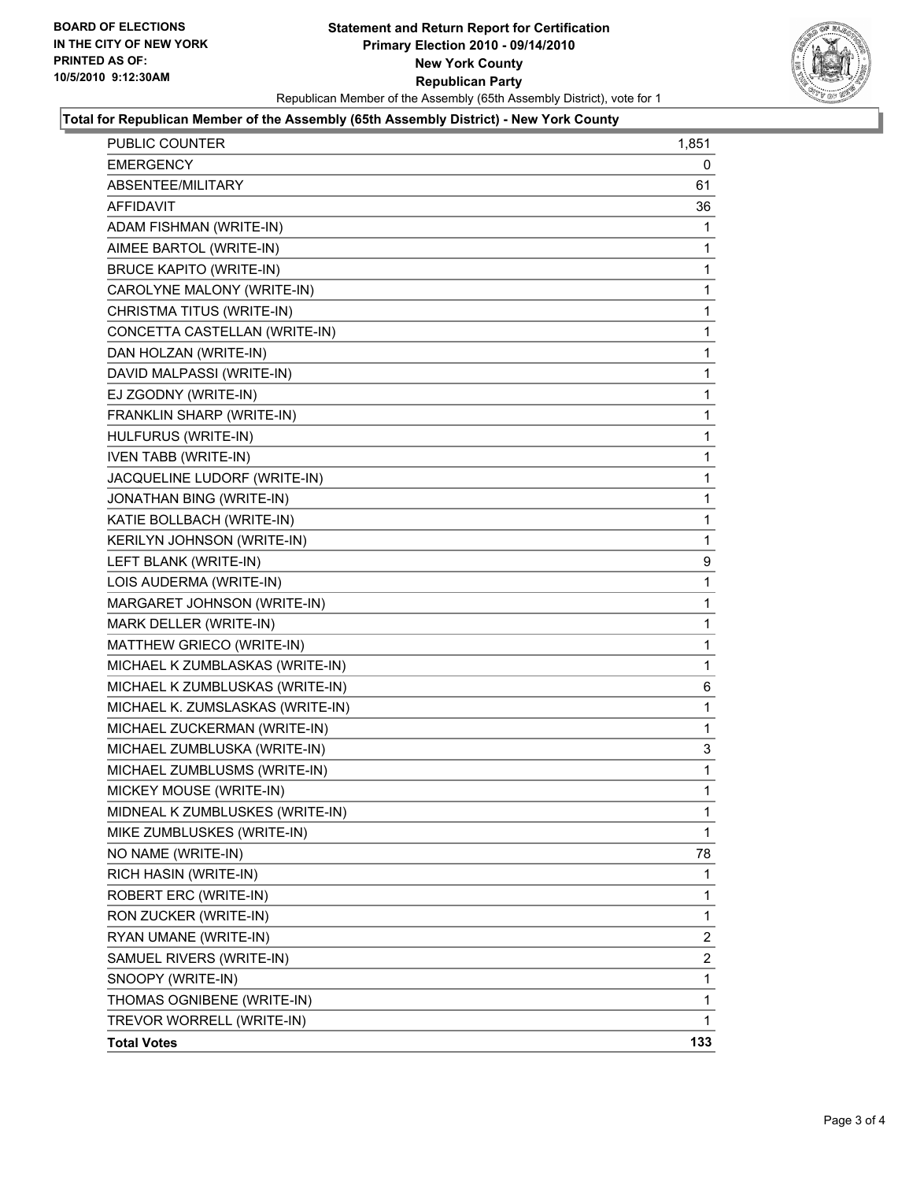BOARD OF ELECTIONS
IN THE CITY OF NEW YORK
PRINTED AS OF:
10/5/2010 9:12:30AM

# Statement and Return Report for Certification
## Primary Election 2010 - 09/14/2010
## New York County
## Republican Party

Republican Member of the Assembly (65th Assembly District), vote for 1

### Total for Republican Member of the Assembly (65th Assembly District) - New York County

| | |
|---|---|
| PUBLIC COUNTER | 1,851 |
| EMERGENCY | 0 |
| ABSENTEE/MILITARY | 61 |
| AFFIDAVIT | 36 |
| ADAM FISHMAN (WRITE-IN) | 1 |
| AIMEE BARTOL (WRITE-IN) | 1 |
| BRUCE KAPITO (WRITE-IN) | 1 |
| CAROLYNE MALONY (WRITE-IN) | 1 |
| CHRISTMA TITUS (WRITE-IN) | 1 |
| CONCETTA CASTELLAN (WRITE-IN) | 1 |
| DAN HOLZAN (WRITE-IN) | 1 |
| DAVID MALPASSI (WRITE-IN) | 1 |
| EJ ZGODNY (WRITE-IN) | 1 |
| FRANKLIN SHARP (WRITE-IN) | 1 |
| HULFURUS (WRITE-IN) | 1 |
| IVEN TABB (WRITE-IN) | 1 |
| JACQUELINE LUDORF (WRITE-IN) | 1 |
| JONATHAN BING (WRITE-IN) | 1 |
| KATIE BOLLBACH (WRITE-IN) | 1 |
| KERILYN JOHNSON (WRITE-IN) | 1 |
| LEFT BLANK (WRITE-IN) | 9 |
| LOIS AUDERMA (WRITE-IN) | 1 |
| MARGARET JOHNSON (WRITE-IN) | 1 |
| MARK DELLER (WRITE-IN) | 1 |
| MATTHEW GRIECO (WRITE-IN) | 1 |
| MICHAEL K ZUMBLASKAS (WRITE-IN) | 1 |
| MICHAEL K ZUMBLUSKAS (WRITE-IN) | 6 |
| MICHAEL K. ZUMSLASKAS (WRITE-IN) | 1 |
| MICHAEL ZUCKERMAN (WRITE-IN) | 1 |
| MICHAEL ZUMBLUSKA (WRITE-IN) | 3 |
| MICHAEL ZUMBLUSMS (WRITE-IN) | 1 |
| MICKEY MOUSE (WRITE-IN) | 1 |
| MIDNEAL K ZUMBLUSKES (WRITE-IN) | 1 |
| MIKE ZUMBLUSKES (WRITE-IN) | 1 |
| NO NAME (WRITE-IN) | 78 |
| RICH HASIN (WRITE-IN) | 1 |
| ROBERT ERC (WRITE-IN) | 1 |
| RON ZUCKER (WRITE-IN) | 1 |
| RYAN UMANE (WRITE-IN) | 2 |
| SAMUEL RIVERS (WRITE-IN) | 2 |
| SNOOPY (WRITE-IN) | 1 |
| THOMAS OGNIBENE (WRITE-IN) | 1 |
| TREVOR WORRELL (WRITE-IN) | 1 |
| **Total Votes** | **133** |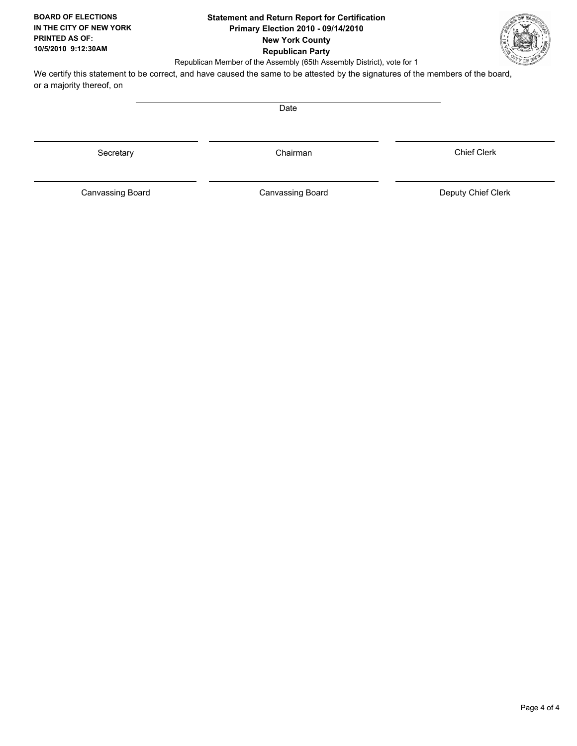**BOARD OF ELECTIONS**
**IN THE CITY OF NEW YORK**
**PRINTED AS OF:**
**10/5/2010 9:12:30AM**

**Statement and Return Report for Certification**
**Primary Election 2010 - 09/14/2010**
**New York County**
**Republican Party**

Republican Member of the Assembly (65th Assembly District), vote for 1

We certify this statement to be correct, and have caused the same to be attested by the signatures of the members of the board, or a majority thereof, on

\_\_\_\_\_\_\_\_\_\_\_\_\_\_\_\_\_\_\_\_\_\_\_\_\_\_\_\_\_\_\_\_\_\_\_\_\_\_\_\_
Date

| | | |
|---|---|---|
| Secretary | Chairman | Chief Clerk |
| Canvassing Board | Canvassing Board | Deputy Chief Clerk |